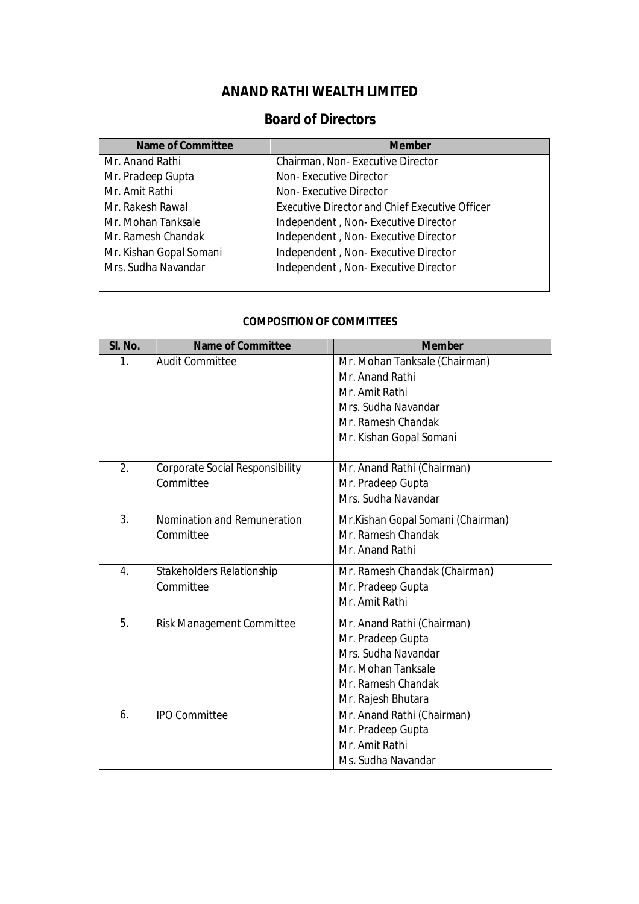# ANAND RATHI WEALTH LIMITED

## Board of Directors

| Name of Committee | Member |
|---|---|
| Mr. Anand Rathi | Chairman, Non- Executive Director |
| Mr. Pradeep Gupta | Non- Executive Director |
| Mr. Amit Rathi | Non- Executive Director |
| Mr. Rakesh Rawal | Executive Director and Chief Executive Officer |
| Mr. Mohan Tanksale | Independent , Non- Executive Director |
| Mr. Ramesh Chandak | Independent , Non- Executive Director |
| Mr. Kishan Gopal Somani | Independent , Non- Executive Director |
| Mrs. Sudha Navandar | Independent , Non- Executive Director |

**COMPOSITION OF COMMITTEES**

| Sl. No. | Name of Committee | Member |
|---|---|---|
| 1. | Audit Committee | Mr. Mohan Tanksale (Chairman)<br>Mr. Anand Rathi<br>Mr. Amit Rathi<br>Mrs. Sudha Navandar<br>Mr. Ramesh Chandak<br>Mr. Kishan Gopal Somani |
| 2. | Corporate Social Responsibility Committee | Mr. Anand Rathi (Chairman)<br>Mr. Pradeep Gupta<br>Mrs. Sudha Navandar |
| 3. | Nomination and Remuneration Committee | Mr.Kishan Gopal Somani (Chairman)<br>Mr. Ramesh Chandak<br>Mr. Anand Rathi |
| 4. | Stakeholders Relationship Committee | Mr. Ramesh Chandak (Chairman)<br>Mr. Pradeep Gupta<br>Mr. Amit Rathi |
| 5. | Risk Management Committee | Mr. Anand Rathi (Chairman)<br>Mr. Pradeep Gupta<br>Mrs. Sudha Navandar<br>Mr. Mohan Tanksale<br>Mr. Ramesh Chandak<br>Mr. Rajesh Bhutara |
| 6. | IPO Committee | Mr. Anand Rathi (Chairman)<br>Mr. Pradeep Gupta<br>Mr. Amit Rathi<br>Ms. Sudha Navandar |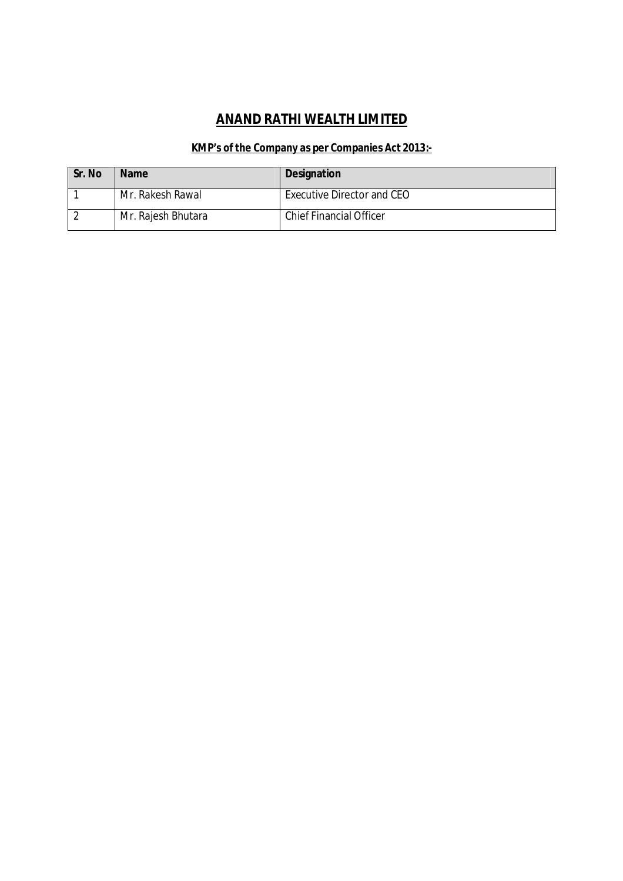# ANAND RATHI WEALTH LIMITED

## KMP's of the Company as per Companies Act 2013:-

| Sr. No | Name | Designation |
|---|---|---|
| 1 | Mr. Rakesh Rawal | Executive Director and CEO |
| 2 | Mr. Rajesh Bhutara | Chief Financial Officer |